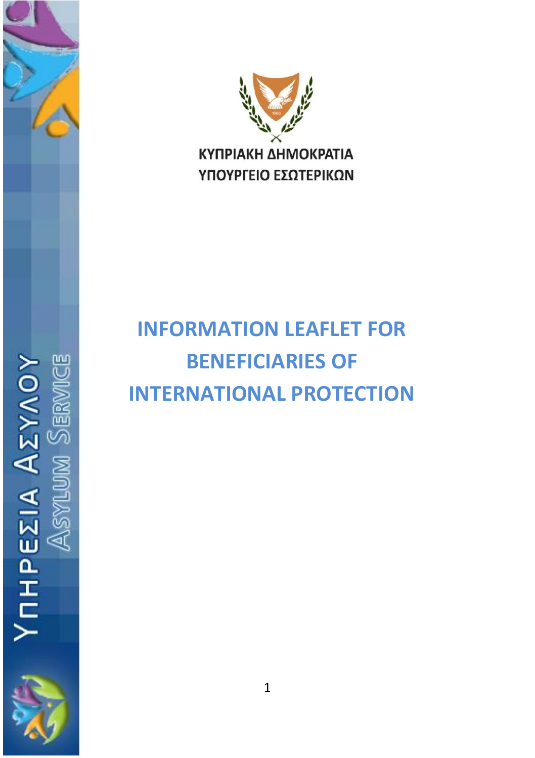ΚΥΠΡΙΑΚΗ ΔΗΜΟΚΡΑΤΙΑ

ΥΠΟΥΡΓΕΙΟ ΕΣΩΤΕΡΙΚΩΝ

ΥΠΗΡΕΣΙΑ ΑΣΥΛΟΥ

ASYLUM SERVICE

# INFORMATION LEAFLET FOR BENEFICIARIES OF INTERNATIONAL PROTECTION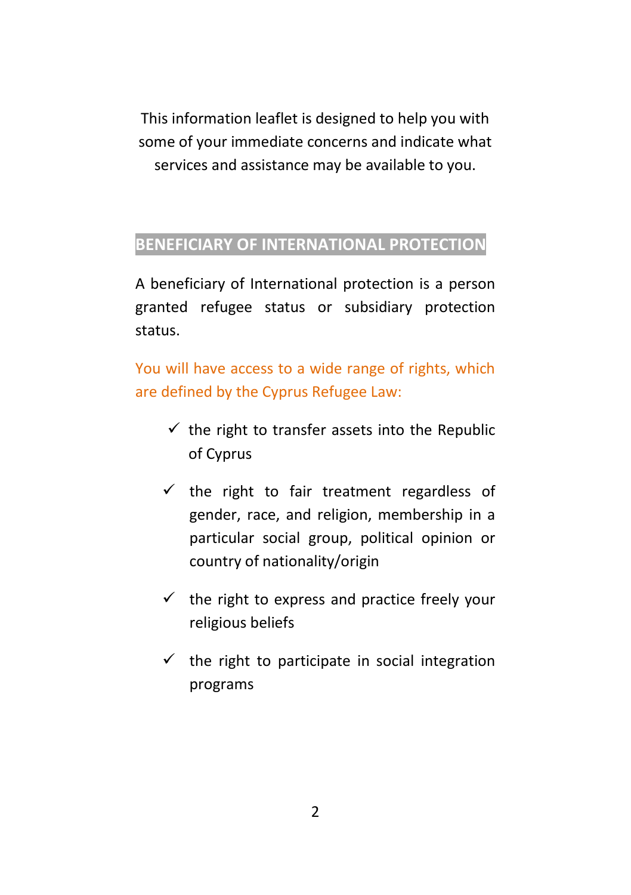This information leaflet is designed to help you with some of your immediate concerns and indicate what services and assistance may be available to you.

## BENEFICIARY OF INTERNATIONAL PROTECTION

A beneficiary of International protection is a person granted refugee status or subsidiary protection status.

You will have access to a wide range of rights, which are defined by the Cyprus Refugee Law:

- ✓ the right to transfer assets into the Republic of Cyprus
- ✓ the right to fair treatment regardless of gender, race, and religion, membership in a particular social group, political opinion or country of nationality/origin
- ✓ the right to express and practice freely your religious beliefs
- ✓ the right to participate in social integration programs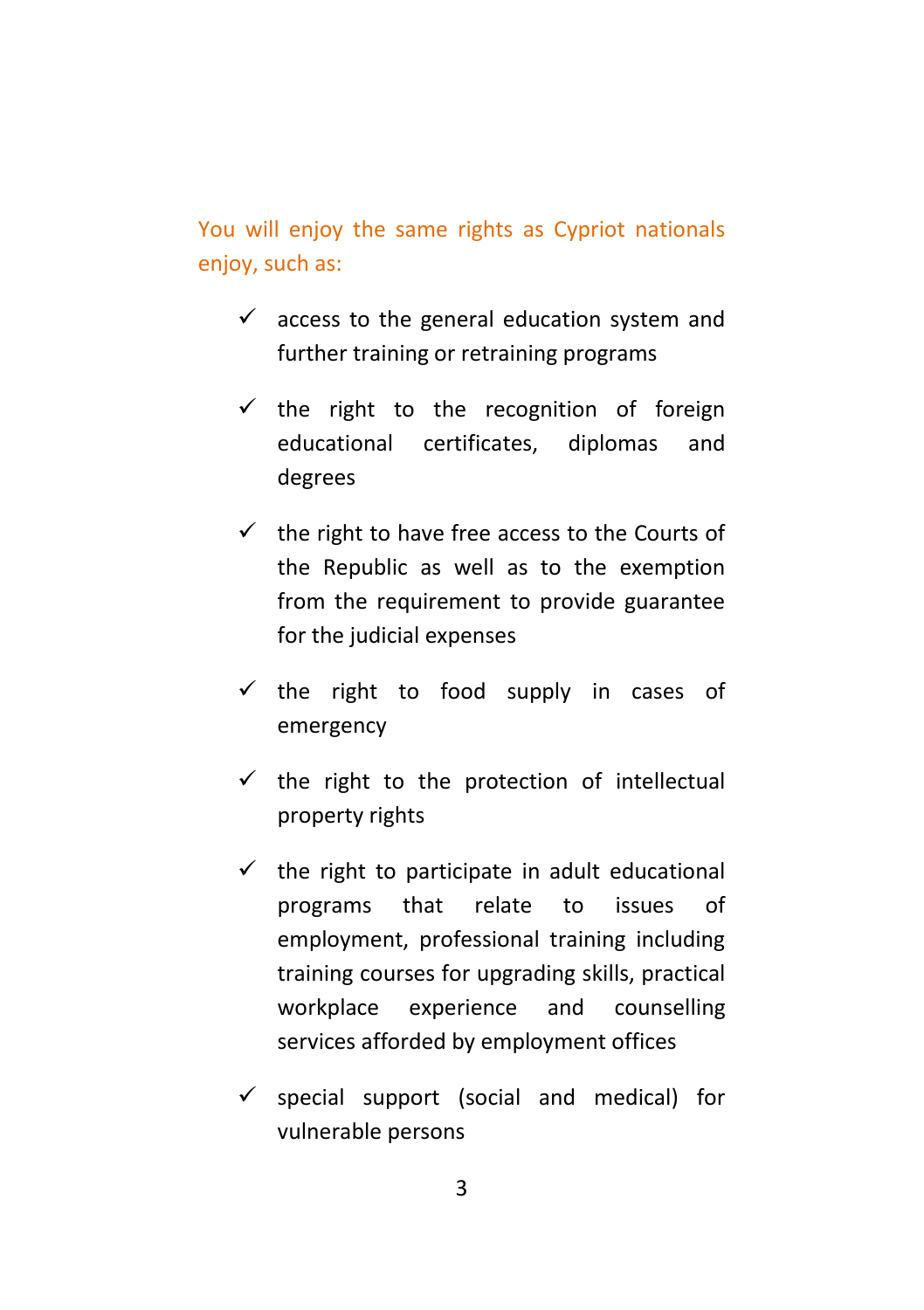You will enjoy the same rights as Cypriot nationals enjoy, such as:

- ✓ access to the general education system and further training or retraining programs
- ✓ the right to the recognition of foreign educational certificates, diplomas and degrees
- ✓ the right to have free access to the Courts of the Republic as well as to the exemption from the requirement to provide guarantee for the judicial expenses
- ✓ the right to food supply in cases of emergency
- ✓ the right to the protection of intellectual property rights
- ✓ the right to participate in adult educational programs that relate to issues of employment, professional training including training courses for upgrading skills, practical workplace experience and counselling services afforded by employment offices
- ✓ special support (social and medical) for vulnerable persons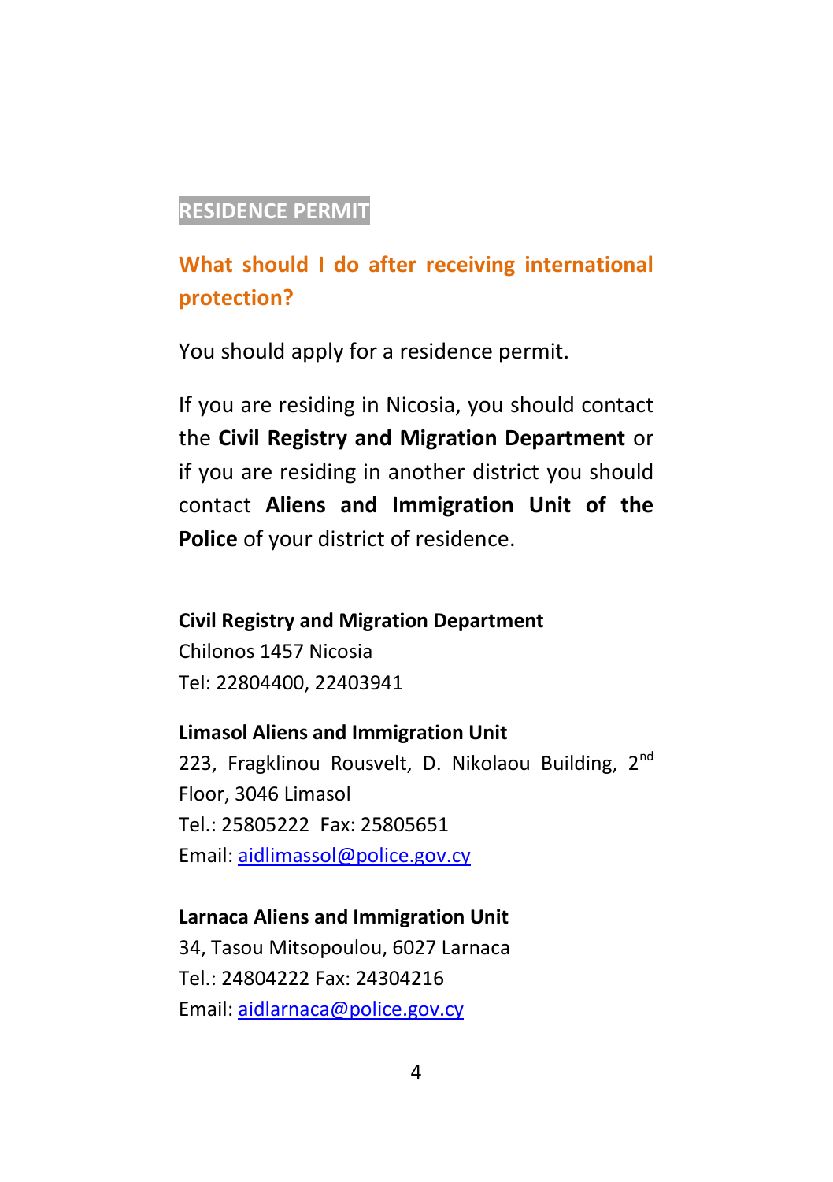## RESIDENCE PERMIT

### What should I do after receiving international protection?

You should apply for a residence permit.

If you are residing in Nicosia, you should contact the **Civil Registry and Migration Department** or if you are residing in another district you should contact **Aliens and Immigration Unit of the Police** of your district of residence.

**Civil Registry and Migration Department**
Chilonos 1457 Nicosia
Tel: 22804400, 22403941

**Limasol Aliens and Immigration Unit**
223, Fragklinou Rousvelt, D. Nikolaou Building, 2nd Floor, 3046 Limasol
Tel.: 25805222 Fax: 25805651
Email: aidlimassol@police.gov.cy

**Larnaca Aliens and Immigration Unit**
34, Tasou Mitsopoulou, 6027 Larnaca
Tel.: 24804222 Fax: 24304216
Email: aidlarnaca@police.gov.cy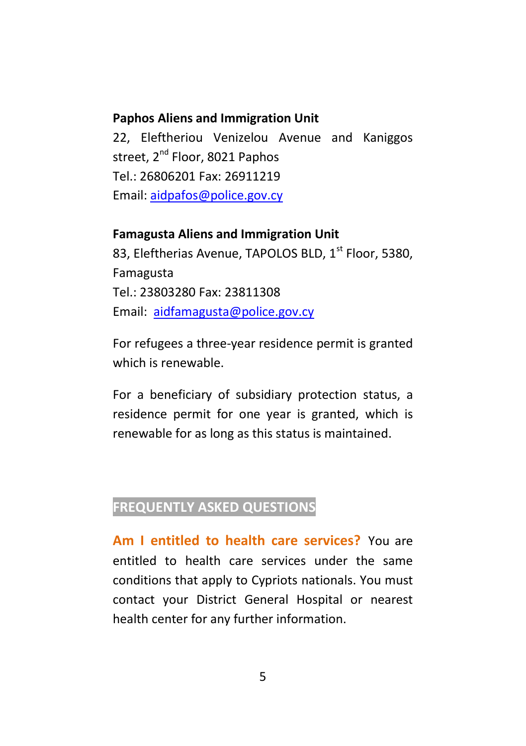**Paphos Aliens and Immigration Unit**
22, Eleftheriou Venizelou Avenue and Kaniggos street, 2nd Floor, 8021 Paphos
Tel.: 26806201 Fax: 26911219
Email: aidpafos@police.gov.cy

**Famagusta Aliens and Immigration Unit**
83, Eleftherias Avenue, TAPOLOS BLD, 1st Floor, 5380, Famagusta
Tel.: 23803280 Fax: 23811308
Email: aidfamagusta@police.gov.cy

For refugees a three-year residence permit is granted which is renewable.

For a beneficiary of subsidiary protection status, a residence permit for one year is granted, which is renewable for as long as this status is maintained.

## FREQUENTLY ASKED QUESTIONS

**Am I entitled to health care services?** You are entitled to health care services under the same conditions that apply to Cypriots nationals. You must contact your District General Hospital or nearest health center for any further information.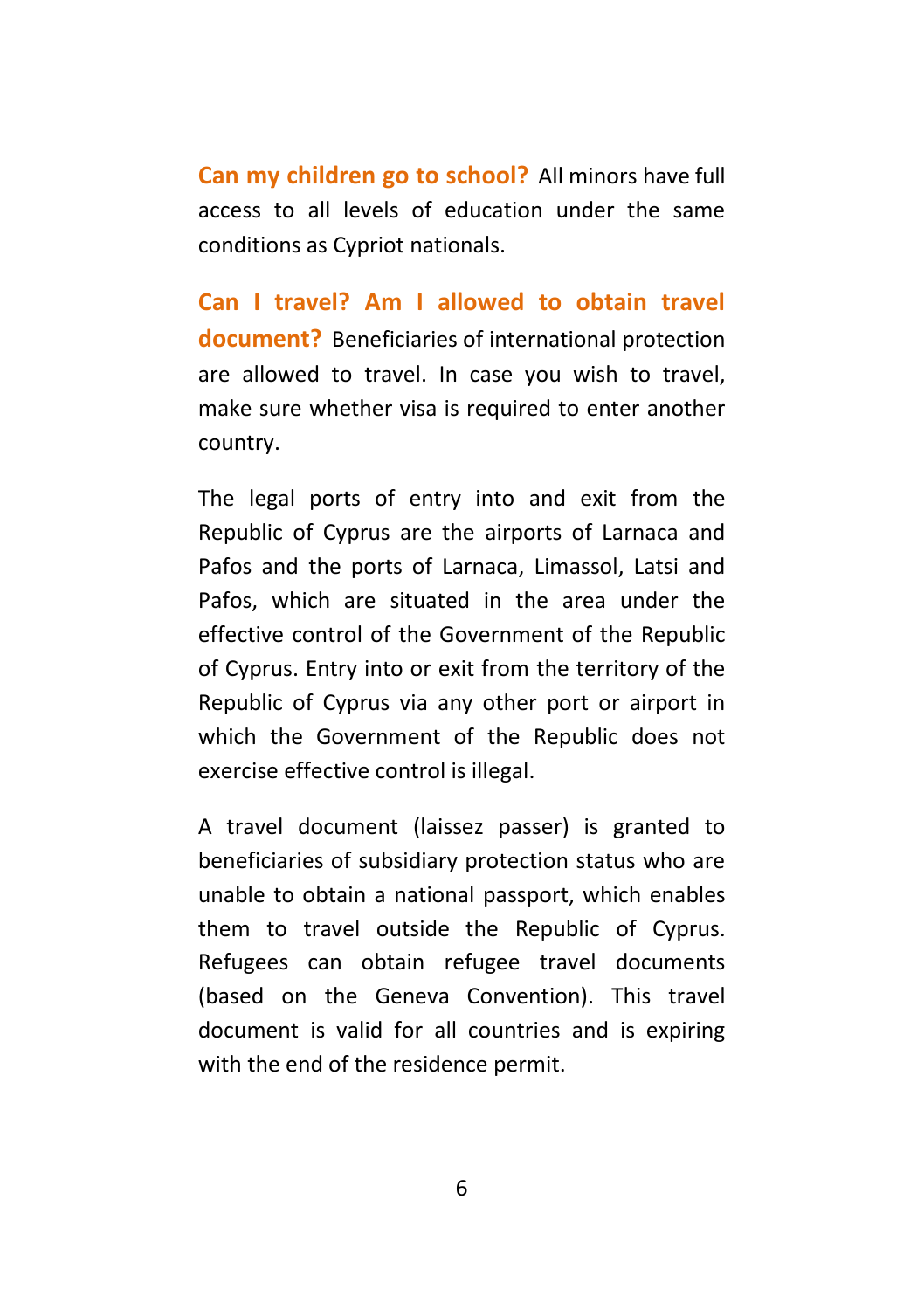**Can my children go to school?** All minors have full access to all levels of education under the same conditions as Cypriot nationals.

**Can I travel? Am I allowed to obtain travel document?** Beneficiaries of international protection are allowed to travel. In case you wish to travel, make sure whether visa is required to enter another country.

The legal ports of entry into and exit from the Republic of Cyprus are the airports of Larnaca and Pafos and the ports of Larnaca, Limassol, Latsi and Pafos, which are situated in the area under the effective control of the Government of the Republic of Cyprus. Entry into or exit from the territory of the Republic of Cyprus via any other port or airport in which the Government of the Republic does not exercise effective control is illegal.

A travel document (laissez passer) is granted to beneficiaries of subsidiary protection status who are unable to obtain a national passport, which enables them to travel outside the Republic of Cyprus. Refugees can obtain refugee travel documents (based on the Geneva Convention). This travel document is valid for all countries and is expiring with the end of the residence permit.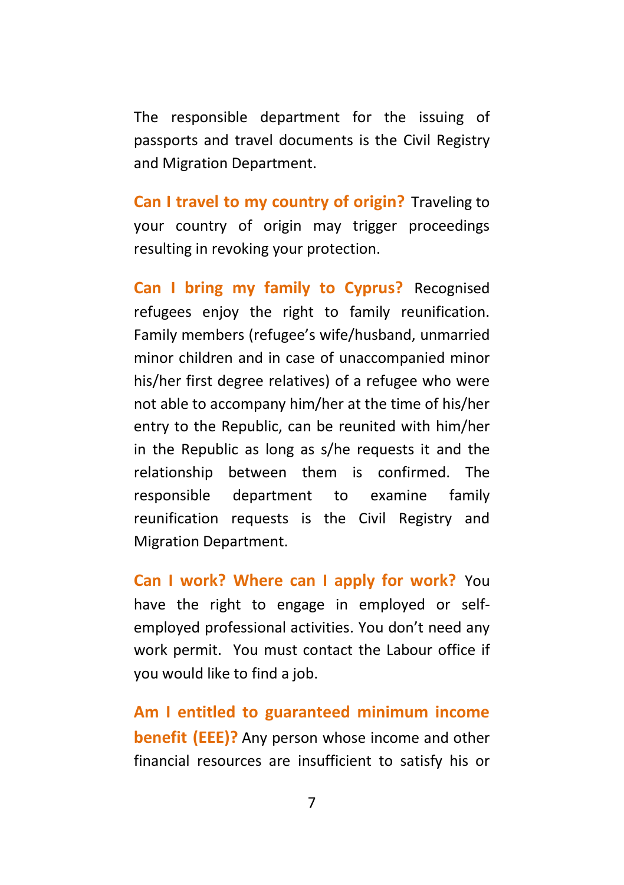The responsible department for the issuing of passports and travel documents is the Civil Registry and Migration Department.

**Can I travel to my country of origin?** Traveling to your country of origin may trigger proceedings resulting in revoking your protection.

**Can I bring my family to Cyprus?** Recognised refugees enjoy the right to family reunification. Family members (refugee's wife/husband, unmarried minor children and in case of unaccompanied minor his/her first degree relatives) of a refugee who were not able to accompany him/her at the time of his/her entry to the Republic, can be reunited with him/her in the Republic as long as s/he requests it and the relationship between them is confirmed. The responsible department to examine family reunification requests is the Civil Registry and Migration Department.

**Can I work? Where can I apply for work?** You have the right to engage in employed or self-employed professional activities. You don't need any work permit. You must contact the Labour office if you would like to find a job.

**Am I entitled to guaranteed minimum income benefit (EEE)?** Any person whose income and other financial resources are insufficient to satisfy his or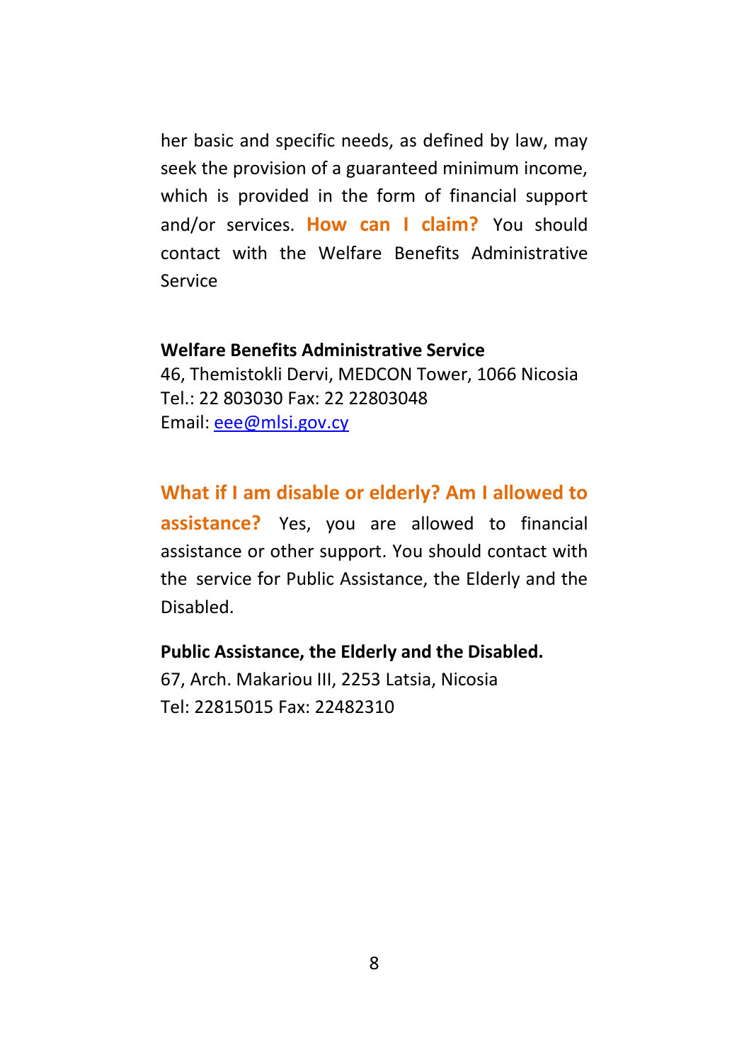her basic and specific needs, as defined by law, may seek the provision of a guaranteed minimum income, which is provided in the form of financial support and/or services. **How can I claim?** You should contact with the Welfare Benefits Administrative Service

**Welfare Benefits Administrative Service**
46, Themistokli Dervi, MEDCON Tower, 1066 Nicosia
Tel.: 22 803030 Fax: 22 22803048
Email: eee@mlsi.gov.cy

**What if I am disable or elderly? Am I allowed to assistance?** Yes, you are allowed to financial assistance or other support. You should contact with the service for Public Assistance, the Elderly and the Disabled.

**Public Assistance, the Elderly and the Disabled.**
67, Arch. Makariou III, 2253 Latsia, Nicosia
Tel: 22815015 Fax: 22482310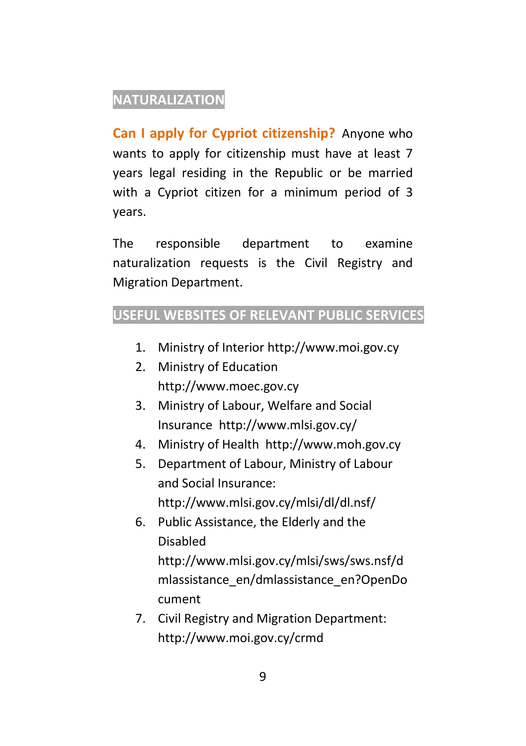## NATURALIZATION

**Can I apply for Cypriot citizenship?** Anyone who wants to apply for citizenship must have at least 7 years legal residing in the Republic or be married with a Cypriot citizen for a minimum period of 3 years.

The responsible department to examine naturalization requests is the Civil Registry and Migration Department.

## USEFUL WEBSITES OF RELEVANT PUBLIC SERVICES

1. Ministry of Interior http://www.moi.gov.cy
2. Ministry of Education http://www.moec.gov.cy
3. Ministry of Labour, Welfare and Social Insurance http://www.mlsi.gov.cy/
4. Ministry of Health http://www.moh.gov.cy
5. Department of Labour, Ministry of Labour and Social Insurance: http://www.mlsi.gov.cy/mlsi/dl/dl.nsf/
6. Public Assistance, the Elderly and the Disabled http://www.mlsi.gov.cy/mlsi/sws/sws.nsf/dmlassistance_en/dmlassistance_en?OpenDocument
7. Civil Registry and Migration Department: http://www.moi.gov.cy/crmd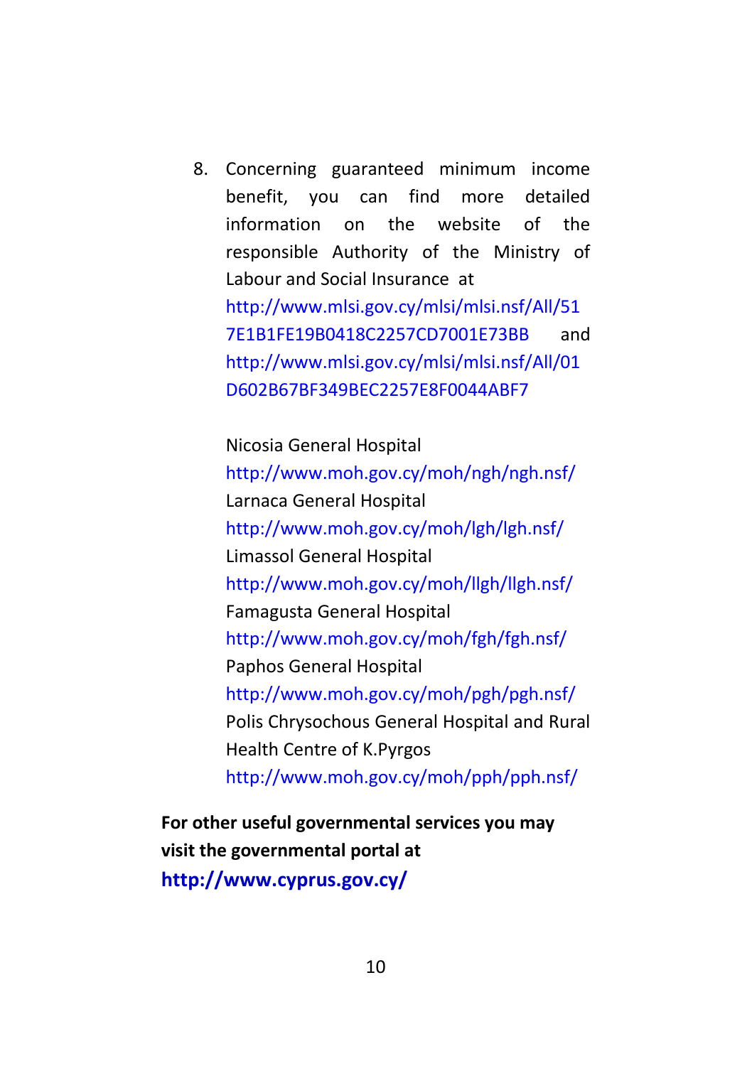8. Concerning guaranteed minimum income benefit, you can find more detailed information on the website of the responsible Authority of the Ministry of Labour and Social Insurance at http://www.mlsi.gov.cy/mlsi/mlsi.nsf/All/517E1B1FE19B0418C2257CD7001E73BB and http://www.mlsi.gov.cy/mlsi/mlsi.nsf/All/01D602B67BF349BEC2257E8F0044ABF7

   Nicosia General Hospital
   http://www.moh.gov.cy/moh/ngh/ngh.nsf/
   Larnaca General Hospital
   http://www.moh.gov.cy/moh/lgh/lgh.nsf/
   Limassol General Hospital
   http://www.moh.gov.cy/moh/llgh/llgh.nsf/
   Famagusta General Hospital
   http://www.moh.gov.cy/moh/fgh/fgh.nsf/
   Paphos General Hospital
   http://www.moh.gov.cy/moh/pgh/pgh.nsf/
   Polis Chrysochous General Hospital and Rural Health Centre of K.Pyrgos
   http://www.moh.gov.cy/moh/pph/pph.nsf/

**For other useful governmental services you may visit the governmental portal at**
**http://www.cyprus.gov.cy/**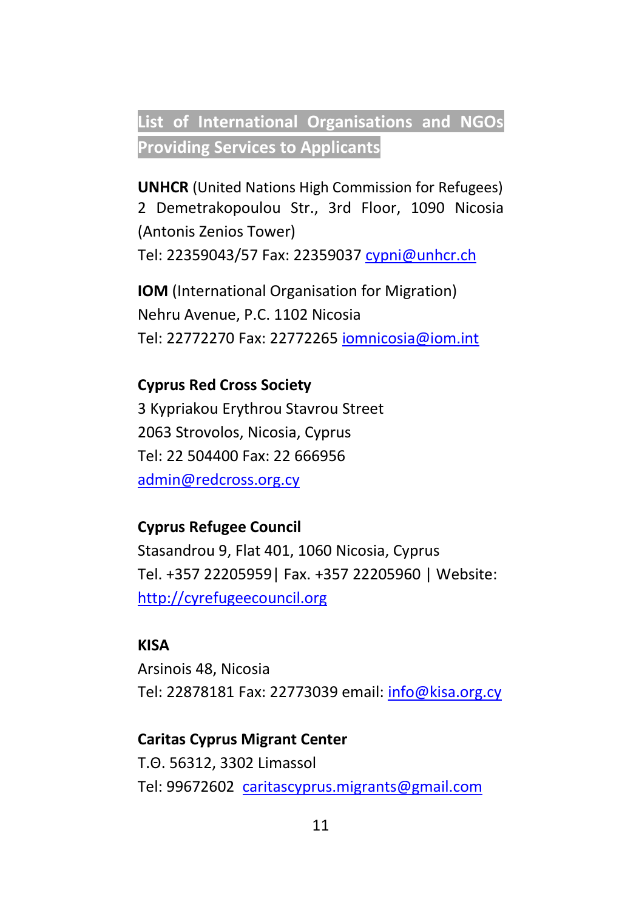## List of International Organisations and NGOs Providing Services to Applicants

**UNHCR** (United Nations High Commission for Refugees)
2 Demetrakopoulou Str., 3rd Floor, 1090 Nicosia (Antonis Zenios Tower)
Tel: 22359043/57 Fax: 22359037 cypni@unhcr.ch

**IOM** (International Organisation for Migration)
Nehru Avenue, P.C. 1102 Nicosia
Tel: 22772270 Fax: 22772265 iomnicosia@iom.int

**Cyprus Red Cross Society**
3 Kypriakou Erythrou Stavrou Street
2063 Strovolos, Nicosia, Cyprus
Tel: 22 504400 Fax: 22 666956
admin@redcross.org.cy

**Cyprus Refugee Council**
Stasandrou 9, Flat 401, 1060 Nicosia, Cyprus
Tel. +357 22205959| Fax. +357 22205960 | Website: http://cyrefugeecouncil.org

**KISA**
Arsinois 48, Nicosia
Tel: 22878181 Fax: 22773039 email: info@kisa.org.cy

**Caritas Cyprus Migrant Center**
Τ.Θ. 56312, 3302 Limassol
Tel: 99672602 caritascyprus.migrants@gmail.com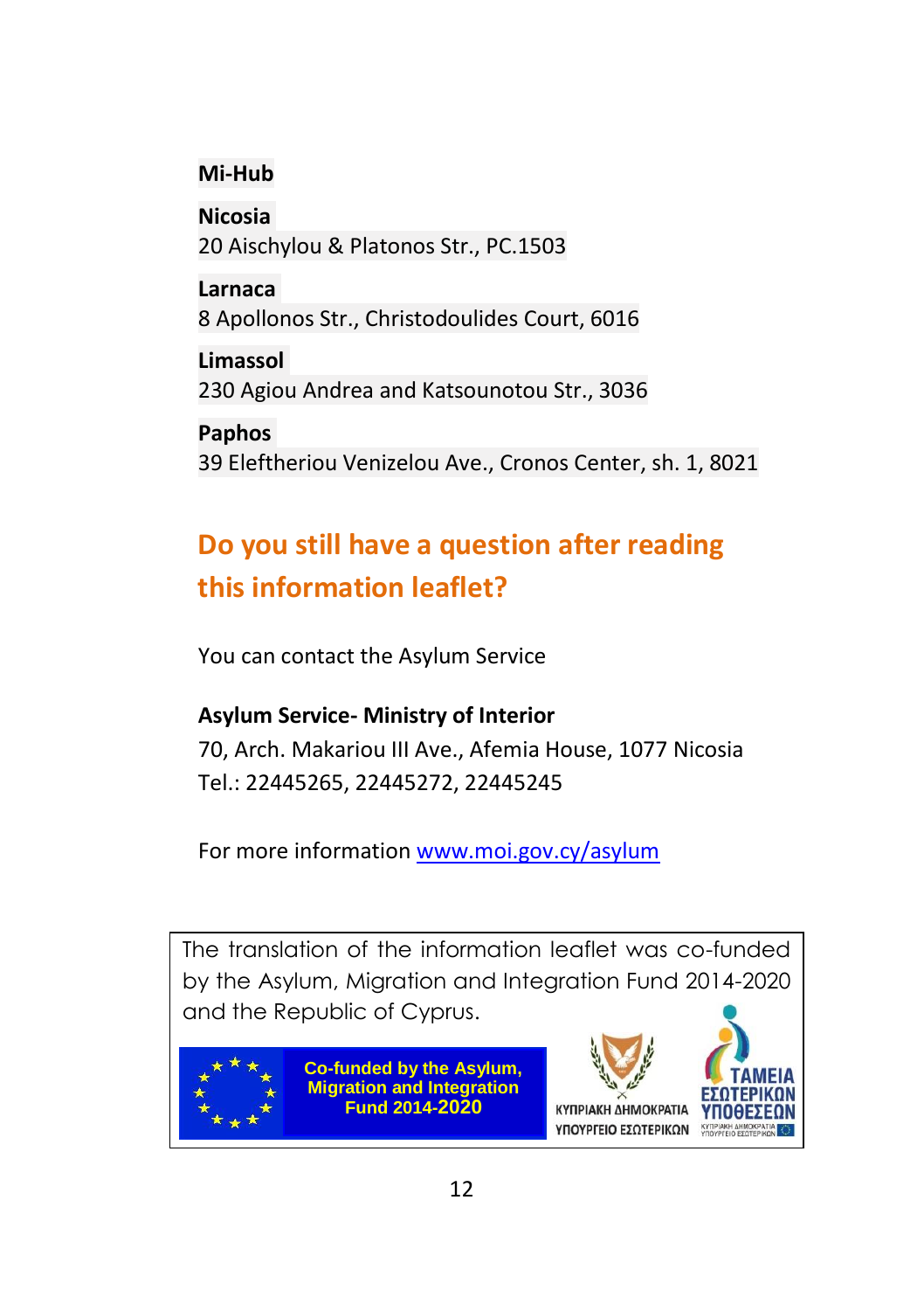**Mi-Hub**

**Nicosia**
20 Aischylou & Platonos Str., PC.1503

**Larnaca**
8 Apollonos Str., Christodoulides Court, 6016

**Limassol**
230 Agiou Andrea and Katsounotou Str., 3036

**Paphos**
39 Eleftheriou Venizelou Ave., Cronos Center, sh. 1, 8021

## Do you still have a question after reading this information leaflet?

You can contact the Asylum Service

**Asylum Service- Ministry of Interior**
70, Arch. Makariou III Ave., Afemia House, 1077 Nicosia
Tel.: 22445265, 22445272, 22445245

For more information [www.moi.gov.cy/asylum](http://www.moi.gov.cy/asylum)

The translation of the information leaflet was co-funded by the Asylum, Migration and Integration Fund 2014-2020 and the Republic of Cyprus.

Co-funded by the Asylum, Migration and Integration Fund 2014-2020

ΚΥΠΡΙΑΚΗ ΔΗΜΟΚΡΑΤΙΑ
ΥΠΟΥΡΓΕΙΟ ΕΣΩΤΕΡΙΚΩΝ

ΤΑΜΕΙΑ ΕΣΩΤΕΡΙΚΩΝ ΥΠΟΘΕΣΕΩΝ
ΚΥΠΡΙΑΚΗ ΔΗΜΟΚΡΑΤΙΑ ΥΠΟΥΡΓΕΙΟ ΕΣΩΤΕΡΙΚΩΝ